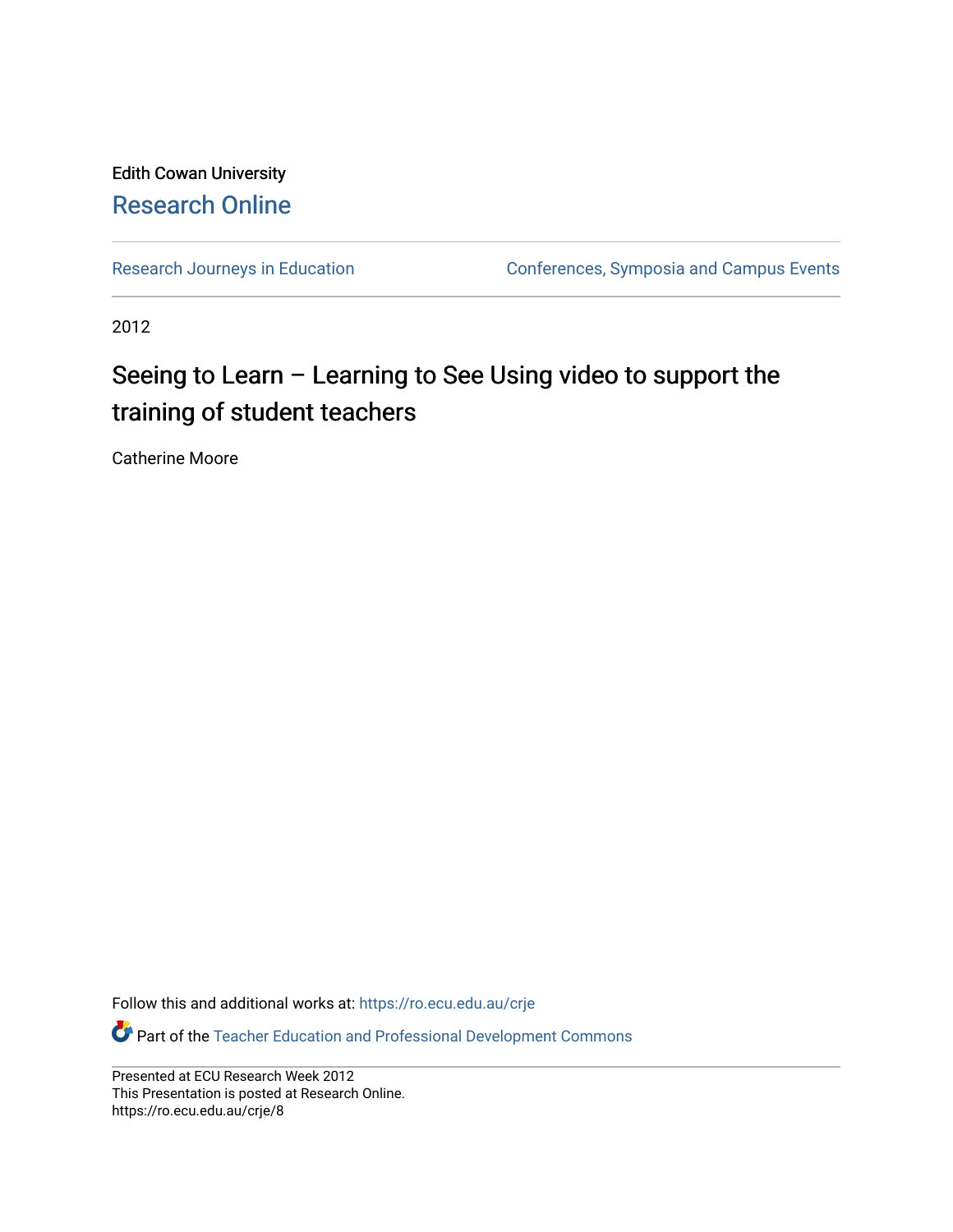Edith Cowan University

# Research Online

Research Journeys in Education | Conferences, Symposia and Campus Events

2012

## Seeing to Learn – Learning to See Using video to support the training of student teachers

Catherine Moore

Follow this and additional works at: https://ro.ecu.edu.au/crje

Part of the Teacher Education and Professional Development Commons

Presented at ECU Research Week 2012
This Presentation is posted at Research Online.
https://ro.ecu.edu.au/crje/8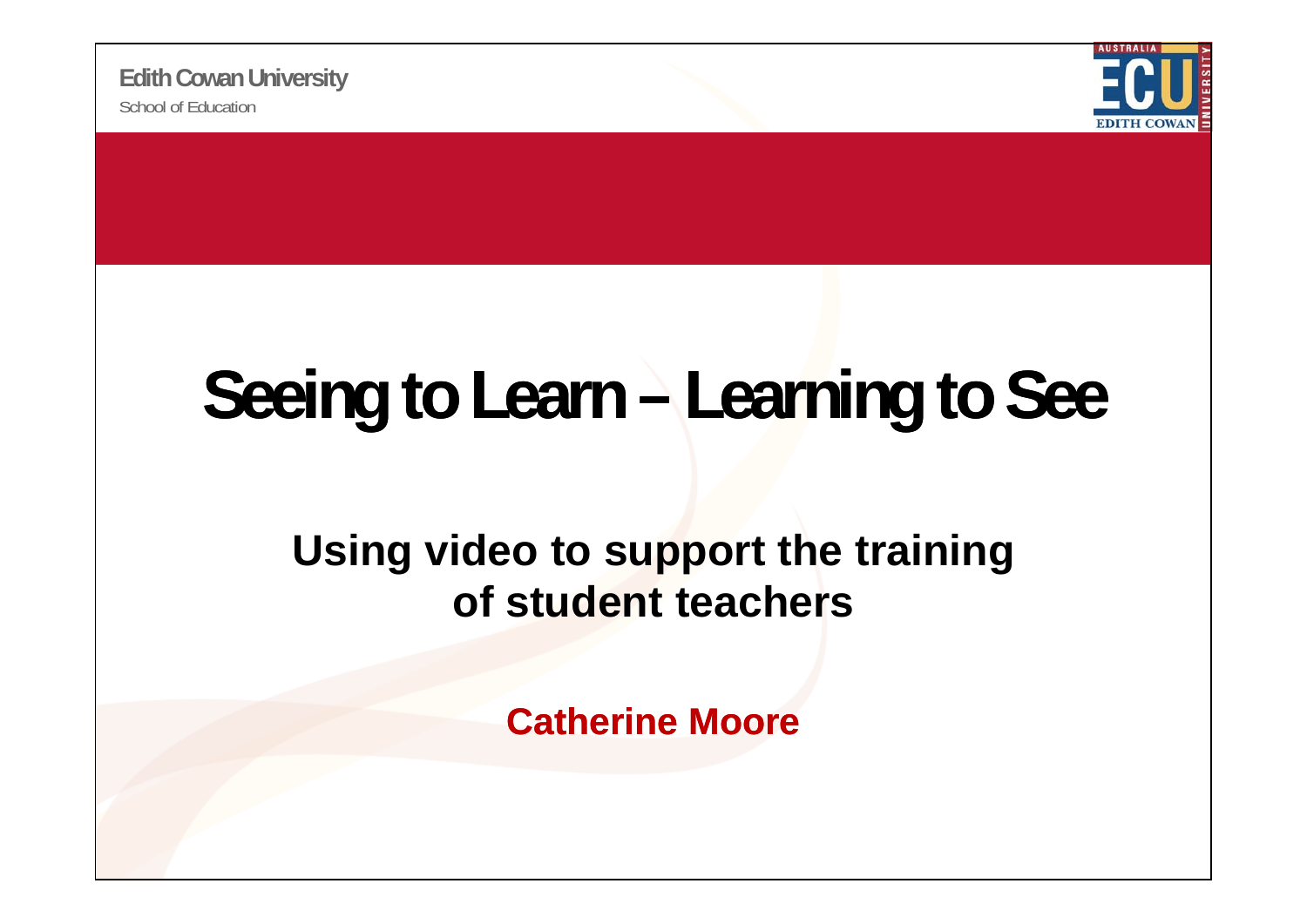Edith Cowan University

School of Education

# Seeing to Learn – Learning to See

## Using video to support the training of student teachers

**Catherine Moore**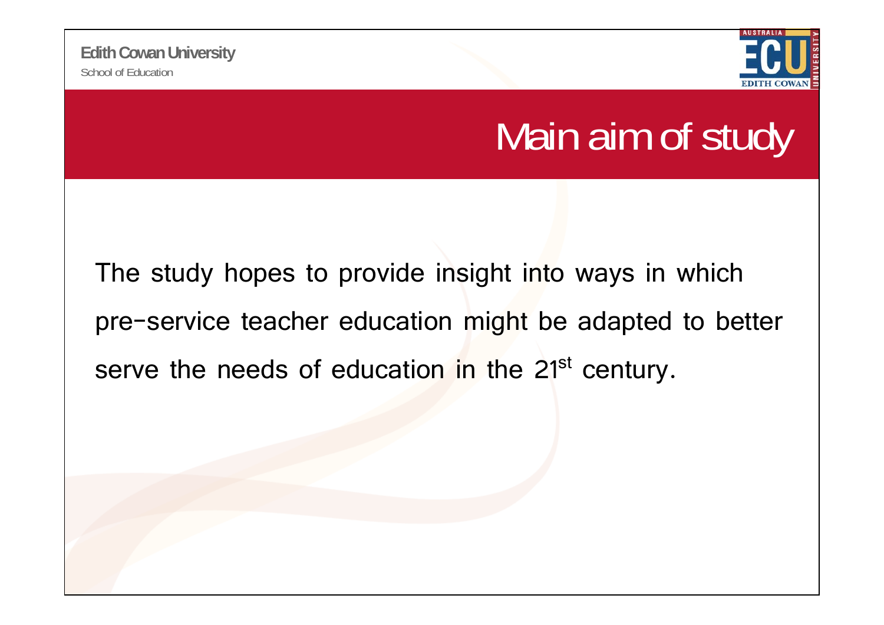# Main aim of study

The study hopes to provide insight into ways in which pre-service teacher education might be adapted to better serve the needs of education in the 21st century.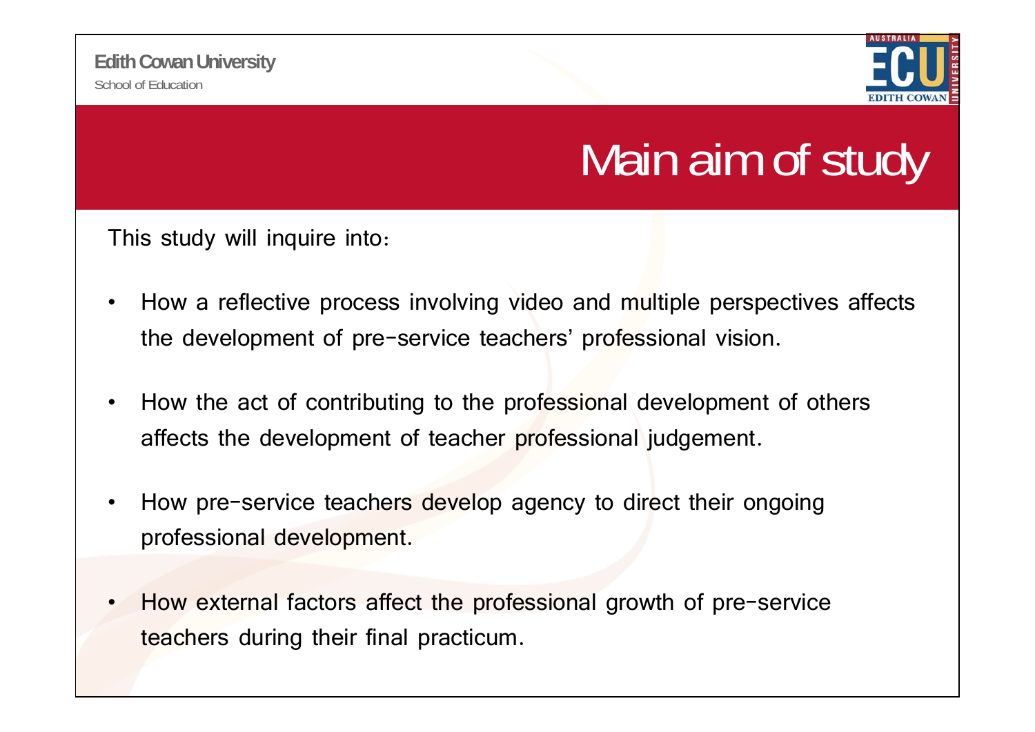# Main aim of study

This study will inquire into:

- How a reflective process involving video and multiple perspectives affects the development of pre-service teachers' professional vision.
- How the act of contributing to the professional development of others affects the development of teacher professional judgement.
- How pre-service teachers develop agency to direct their ongoing professional development.
- How external factors affect the professional growth of pre-service teachers during their final practicum.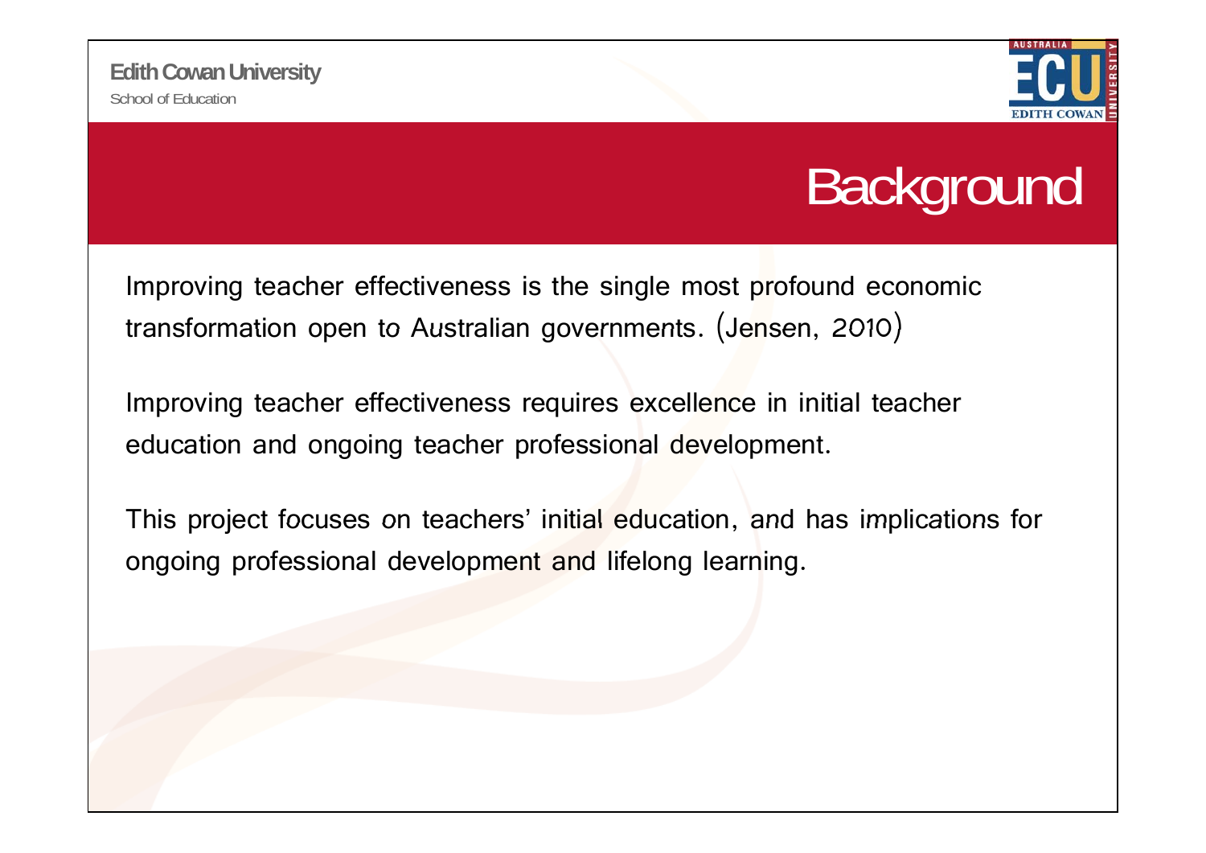# Background

Improving teacher effectiveness is the single most profound economic transformation open to Australian governments. (Jensen, 2010)

Improving teacher effectiveness requires excellence in initial teacher education and ongoing teacher professional development.

This project focuses on teachers' initial education, and has implications for ongoing professional development and lifelong learning.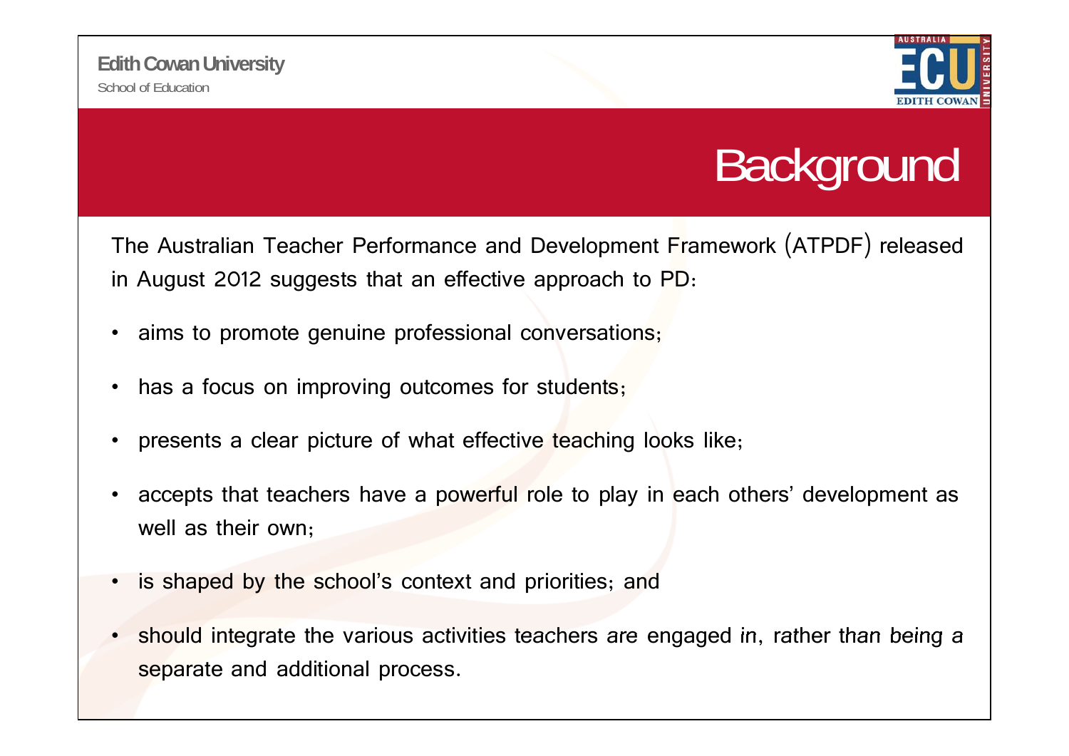# Background

The Australian Teacher Performance and Development Framework (ATPDF) released in August 2012 suggests that an effective approach to PD:

- aims to promote genuine professional conversations;
- has a focus on improving outcomes for students;
- presents a clear picture of what effective teaching looks like;
- accepts that teachers have a powerful role to play in each others' development as well as their own;
- is shaped by the school's context and priorities; and
- should integrate the various activities teachers are engaged in, rather than being a separate and additional process.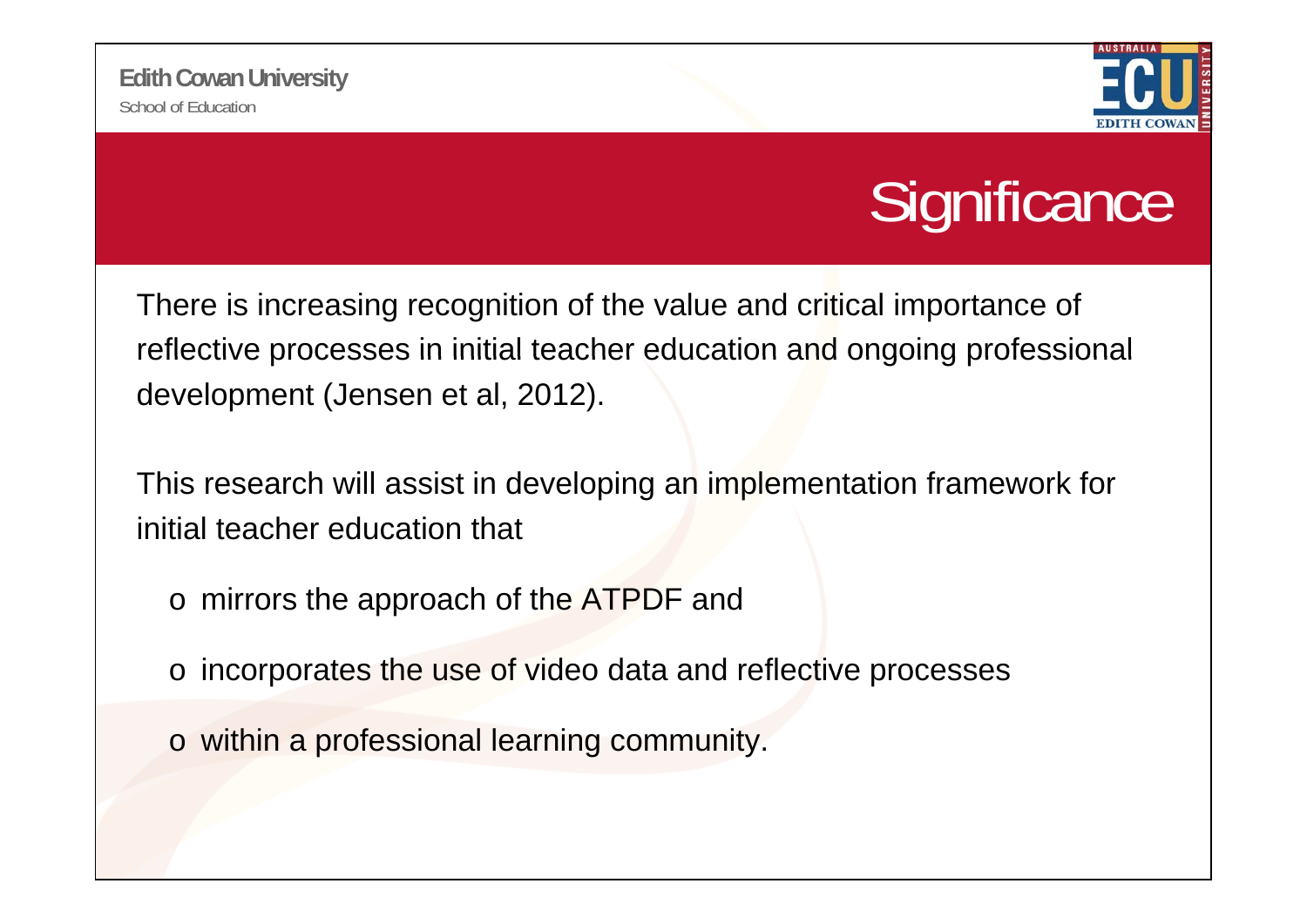# Significance

There is increasing recognition of the value and critical importance of reflective processes in initial teacher education and ongoing professional development (Jensen et al, 2012).

This research will assist in developing an implementation framework for initial teacher education that

- mirrors the approach of the ATPDF and
- incorporates the use of video data and reflective processes
- within a professional learning community.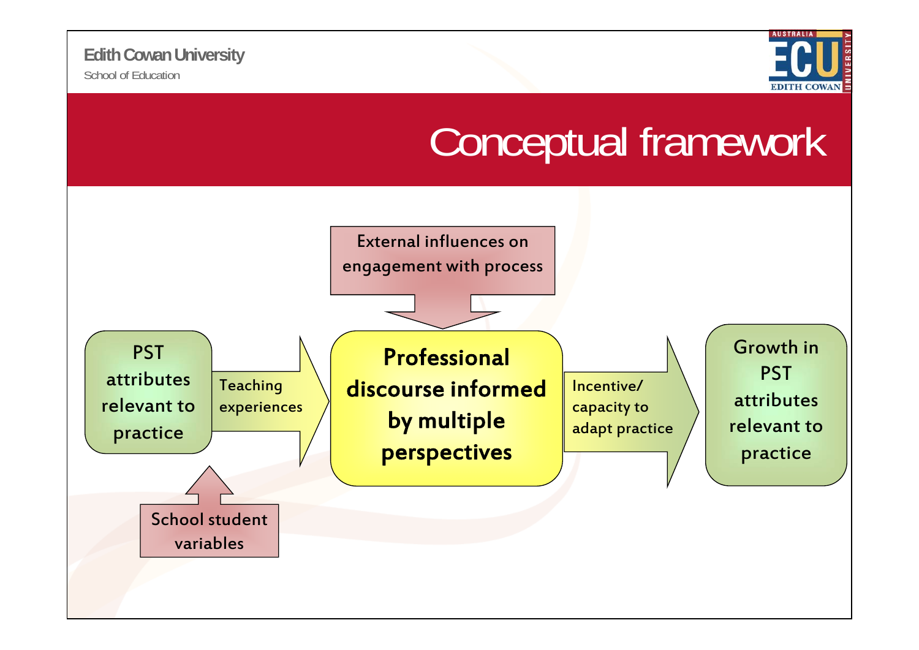Edith Cowan University

School of Education

# Conceptual framework

External influences on engagement with process

PST attributes relevant to practice

Teaching experiences

**Professional discourse informed by multiple perspectives**

Incentive/ capacity to adapt practice

Growth in PST attributes relevant to practice

School student variables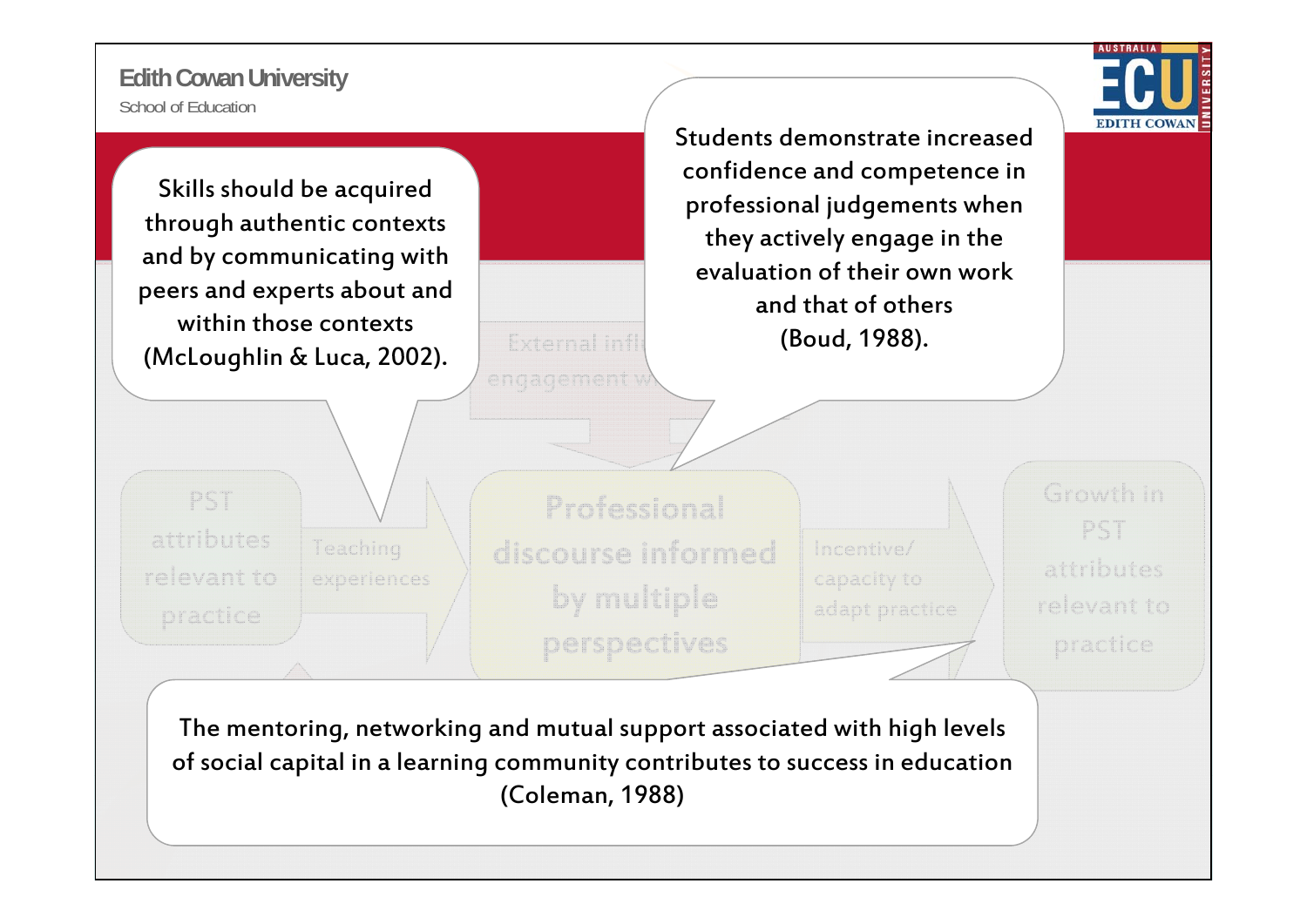Skills should be acquired through authentic contexts and by communicating with peers and experts about and within those contexts (McLoughlin & Luca, 2002).

Students demonstrate increased confidence and competence in professional judgements when they actively engage in the evaluation of their own work and that of others (Boud, 1988).

External influences … engagement w…

PST attributes relevant to practice

Teaching experiences

Professional discourse informed by multiple perspectives

Incentive/ capacity to adapt practice

Growth in PST attributes relevant to practice

The mentoring, networking and mutual support associated with high levels of social capital in a learning community contributes to success in education (Coleman, 1988)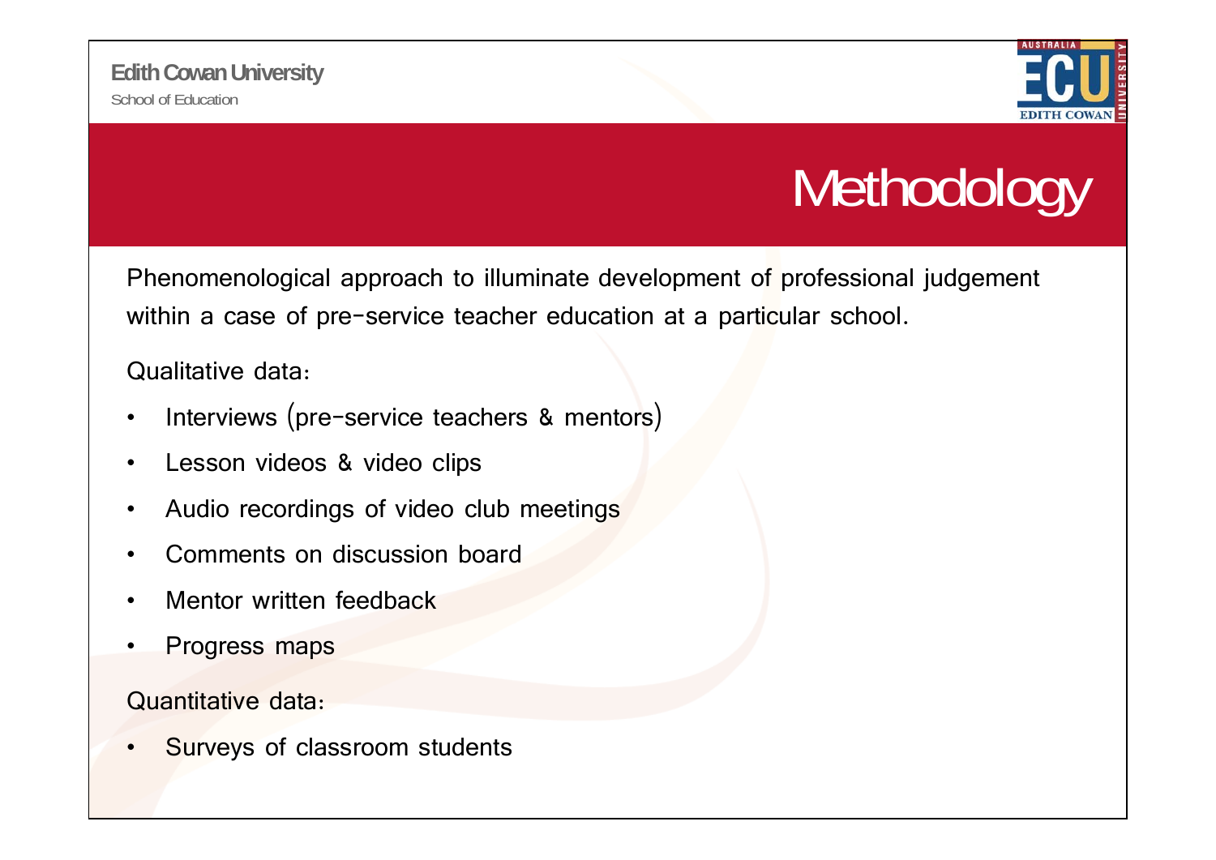# Methodology

Phenomenological approach to illuminate development of professional judgement within a case of pre-service teacher education at a particular school.

Qualitative data:

- Interviews (pre-service teachers & mentors)
- Lesson videos & video clips
- Audio recordings of video club meetings
- Comments on discussion board
- Mentor written feedback
- Progress maps

Quantitative data:

- Surveys of classroom students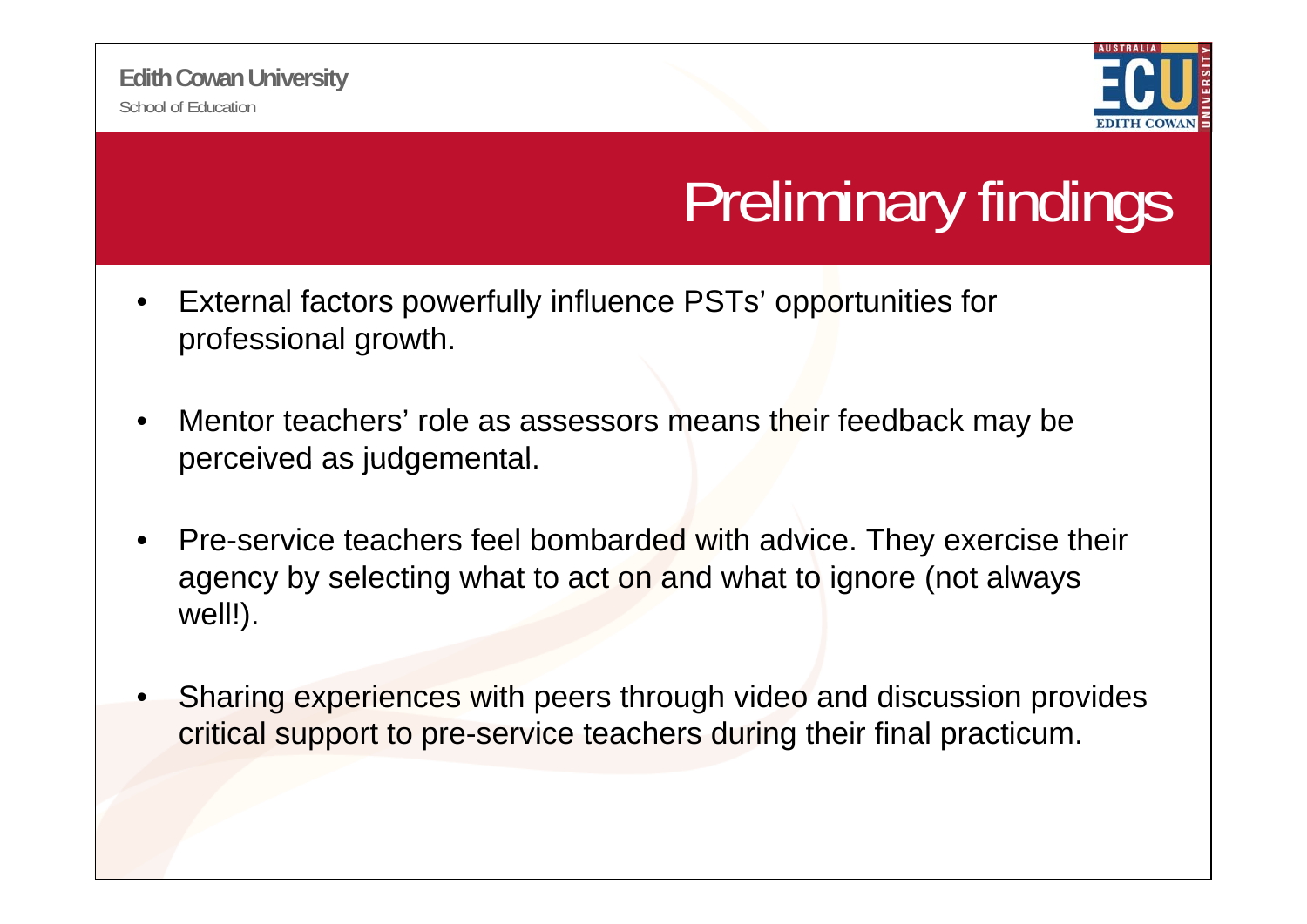# Preliminary findings

- External factors powerfully influence PSTs' opportunities for professional growth.
- Mentor teachers' role as assessors means their feedback may be perceived as judgemental.
- Pre-service teachers feel bombarded with advice. They exercise their agency by selecting what to act on and what to ignore (not always well!).
- Sharing experiences with peers through video and discussion provides critical support to pre-service teachers during their final practicum.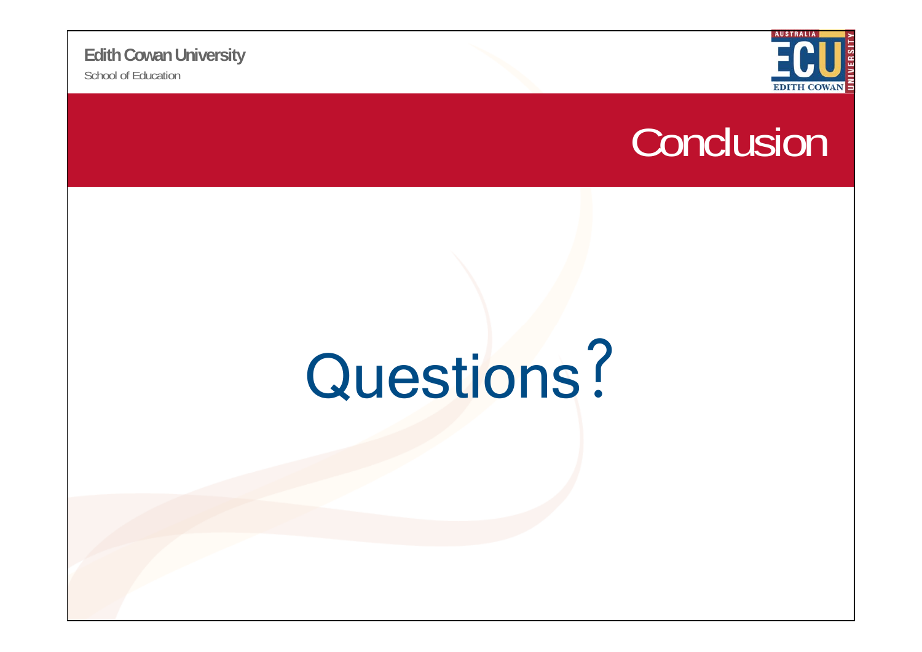# Conclusion

Questions?